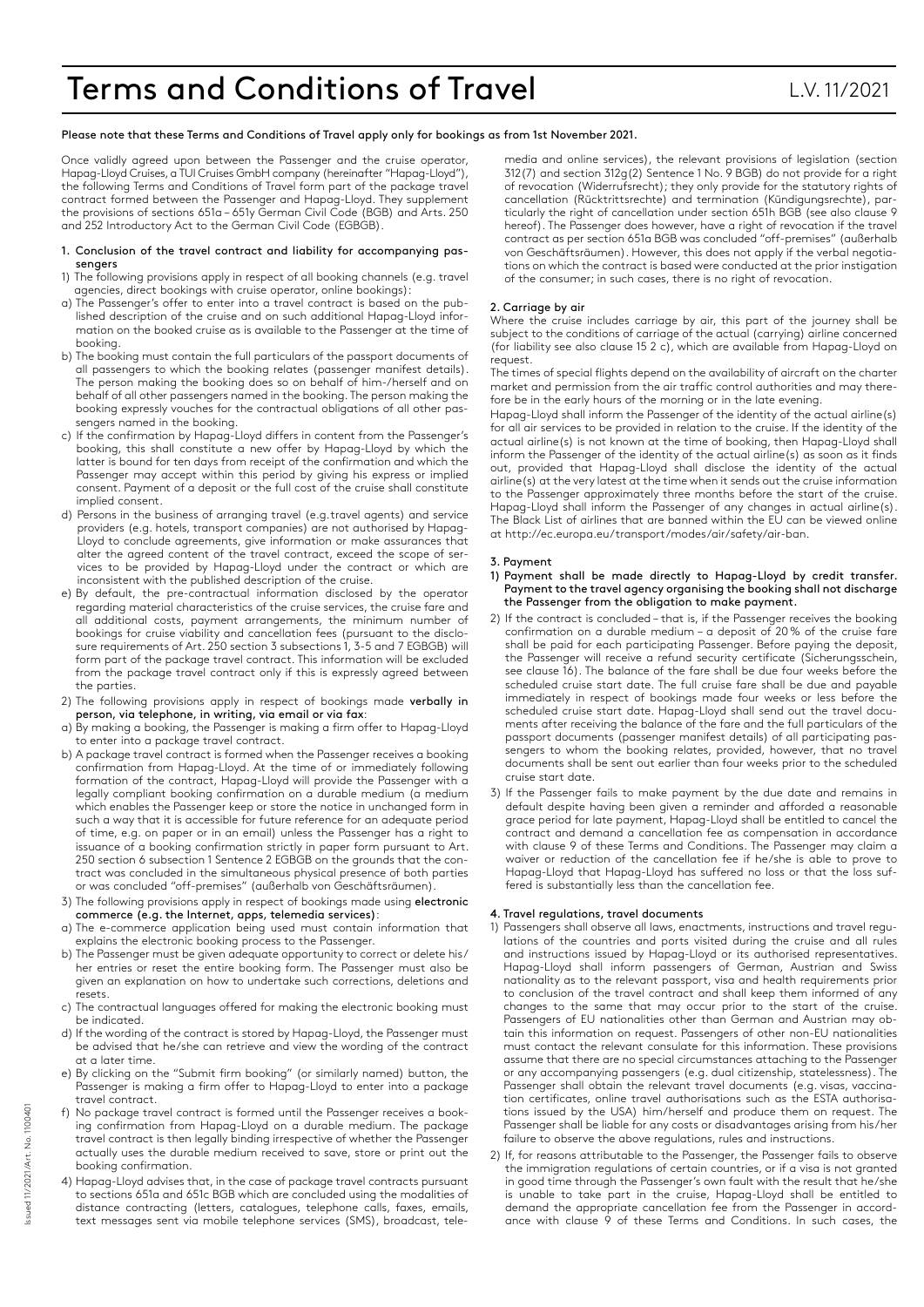# Terms and Conditions of Travel

L.V. 11/2021

**Please note that these Terms and Conditions of Travel apply only for bookings as from 1st November 2021.**

Once validly agreed upon between the Passenger and the cruise operator, Hapag-Lloyd Cruises, a TUI Cruises GmbH company (hereinafter "Hapag-Lloyd"), the following Terms and Conditions of Travel form part of the package travel contract formed between the Passenger and Hapag-Lloyd. They supplement the provisions of sections 651a – 651y German Civil Code (BGB) and Arts. 250 and 252 Introductory Act to the German Civil Code (EGBGB).

## 1. Conclusion of the travel contract and liability for accompanying passengers

1) The following provisions apply in respect of all booking channels (e.g. travel agencies, direct bookings with cruise operator, online bookings):

a) The Passenger's offer to enter into a travel contract is based on the published description of the cruise and on such additional Hapag-Lloyd information on the booked cruise as is available to the Passenger at the time of booking.

b) The booking must contain the full particulars of the passport documents of all passengers to which the booking relates (passenger manifest details). The person making the booking does so on behalf of him-/herself and on behalf of all other passengers named in the booking. The person making the booking expressly vouches for the contractual obligations of all other passengers named in the booking.

c) If the confirmation by Hapag-Lloyd differs in content from the Passenger's booking, this shall constitute a new offer by Hapag-Lloyd by which the latter is bound for ten days from receipt of the confirmation and which the Passenger may accept within this period by giving his express or implied consent. Payment of a deposit or the full cost of the cruise shall constitute implied consent.

d) Persons in the business of arranging travel (e.g.travel agents) and service providers (e.g. hotels, transport companies) are not authorised by Hapag-Lloyd to conclude agreements, give information or make assurances that alter the agreed content of the travel contract, exceed the scope of services to be provided by Hapag-Lloyd under the contract or which are inconsistent with the published description of the cruise.

e) By default, the pre-contractual information disclosed by the operator regarding material characteristics of the cruise services, the cruise fare and all additional costs, payment arrangements, the minimum number of bookings for cruise viability and cancellation fees (pursuant to the disclosure requirements of Art. 250 section 3 subsections 1, 3-5 and 7 EGBGB) will form part of the package travel contract. This information will be excluded from the package travel contract only if this is expressly agreed between the parties.

2) The following provisions apply in respect of bookings made **verbally in person, via telephone, in writing, via email or via fax**:

a) By making a booking, the Passenger is making a firm offer to Hapag-Lloyd to enter into a package travel contract.

b) A package travel contract is formed when the Passenger receives a booking confirmation from Hapag-Lloyd. At the time of or immediately following formation of the contract, Hapag-Lloyd will provide the Passenger with a legally compliant booking confirmation on a durable medium (a medium which enables the Passenger keep or store the notice in unchanged form in such a way that it is accessible for future reference for an adequate period of time, e.g. on paper or in an email) unless the Passenger has a right to issuance of a booking confirmation strictly in paper form pursuant to Art. 250 section 6 subsection 1 Sentence 2 EGBGB on the grounds that the contract was concluded in the simultaneous physical presence of both parties or was concluded "off-premises" (außerhalb von Geschäftsräumen).

3) The following provisions apply in respect of bookings made using **electronic commerce (e.g. the Internet, apps, telemedia services)**:

a) The e-commerce application being used must contain information that explains the electronic booking process to the Passenger.

b) The Passenger must be given adequate opportunity to correct or delete his/her entries or reset the entire booking form. The Passenger must also be given an explanation on how to undertake such corrections, deletions and resets.

c) The contractual languages offered for making the electronic booking must be indicated.

d) If the wording of the contract is stored by Hapag-Lloyd, the Passenger must be advised that he/she can retrieve and view the wording of the contract at a later time.

e) By clicking on the "Submit firm booking" (or similarly named) button, the Passenger is making a firm offer to Hapag-Lloyd to enter into a package travel contract.

f) No package travel contract is formed until the Passenger receives a booking confirmation from Hapag-Lloyd on a durable medium. The package travel contract is then legally binding irrespective of whether the Passenger actually uses the durable medium received to save, store or print out the booking confirmation.

4) Hapag-Lloyd advises that, in the case of package travel contracts pursuant to sections 651a and 651c BGB which are concluded using the modalities of distance contracting (letters, catalogues, telephone calls, faxes, emails, text messages sent via mobile telephone services (SMS), broadcast, telemedia and online services), the relevant provisions of legislation (section 312(7) and section 312g(2) Sentence 1 No. 9 BGB) do not provide for a right of revocation (Widerrufsrecht); they only provide for the statutory rights of cancellation (Rücktrittsrechte) and termination (Kündigungsrechte), particularly the right of cancellation under section 651h BGB (see also clause 9 hereof). The Passenger does however, have a right of revocation if the travel contract as per section 651a BGB was concluded "off-premises" (außerhalb von Geschäftsräumen). However, this does not apply if the verbal negotiations on which the contract is based were conducted at the prior instigation of the consumer; in such cases, there is no right of revocation.

## 2. Carriage by air

Where the cruise includes carriage by air, this part of the journey shall be subject to the conditions of carriage of the actual (carrying) airline concerned (for liability see also clause 15 2 c), which are available from Hapag-Lloyd on request.

The times of special flights depend on the availability of aircraft on the charter market and permission from the air traffic control authorities and may therefore be in the early hours of the morning or in the late evening.

Hapag-Lloyd shall inform the Passenger of the identity of the actual airline(s) for all air services to be provided in relation to the cruise. If the identity of the actual airline(s) is not known at the time of booking, then Hapag-Lloyd shall inform the Passenger of the identity of the actual airline(s) as soon as it finds out, provided that Hapag-Lloyd shall disclose the identity of the actual airline(s) at the very latest at the time when it sends out the cruise information to the Passenger approximately three months before the start of the cruise. Hapag-Lloyd shall inform the Passenger of any changes in actual airline(s). The Black List of airlines that are banned within the EU can be viewed online at http://ec.europa.eu/transport/modes/air/safety/air-ban.

## 3. Payment

1) **Payment shall be made directly to Hapag-Lloyd by credit transfer. Payment to the travel agency organising the booking shall not discharge the Passenger from the obligation to make payment.**

2) If the contract is concluded – that is, if the Passenger receives the booking confirmation on a durable medium – a deposit of 20 % of the cruise fare shall be paid for each participating Passenger. Before paying the deposit, the Passenger will receive a refund security certificate (Sicherungsschein, see clause 16). The balance of the fare shall be due four weeks before the scheduled cruise start date. The full cruise fare shall be due and payable immediately in respect of bookings made four weeks or less before the scheduled cruise start date. Hapag-Lloyd shall send out the travel documents after receiving the balance of the fare and the full particulars of the passport documents (passenger manifest details) of all participating passengers to whom the booking relates, provided, however, that no travel documents shall be sent out earlier than four weeks prior to the scheduled cruise start date.

3) If the Passenger fails to make payment by the due date and remains in default despite having been given a reminder and afforded a reasonable grace period for late payment, Hapag-Lloyd shall be entitled to cancel the contract and demand a cancellation fee as compensation in accordance with clause 9 of these Terms and Conditions. The Passenger may claim a waiver or reduction of the cancellation fee if he/she is able to prove to Hapag-Lloyd that Hapag-Lloyd has suffered no loss or that the loss suffered is substantially less than the cancellation fee.

## 4. Travel regulations, travel documents

1) Passengers shall observe all laws, enactments, instructions and travel regulations of the countries and ports visited during the cruise and all rules and instructions issued by Hapag-Lloyd or its authorised representatives. Hapag-Lloyd shall inform passengers of German, Austrian and Swiss nationality as to the relevant passport, visa and health requirements prior to conclusion of the travel contract and shall keep them informed of any changes to the same that may occur prior to the start of the cruise. Passengers of EU nationalities other than German and Austrian may obtain this information on request. Passengers of other non-EU nationalities must contact the relevant consulate for this information. These provisions assume that there are no special circumstances attaching to the Passenger or any accompanying passengers (e.g. dual citizenship, statelessness). The Passenger shall obtain the relevant travel documents (e.g. visas, vaccination certificates, online travel authorisations such as the ESTA authorisations issued by the USA) him/herself and produce them on request. The Passenger shall be liable for any costs or disadvantages arising from his/her failure to observe the above regulations, rules and instructions.

2) If, for reasons attributable to the Passenger, the Passenger fails to observe the immigration regulations of certain countries, or if a visa is not granted in good time through the Passenger's own fault with the result that he/she is unable to take part in the cruise, Hapag-Lloyd shall be entitled to demand the appropriate cancellation fee from the Passenger in accordance with clause 9 of these Terms and Conditions. In such cases, the

Issued 11/2021/Art. No. 1100401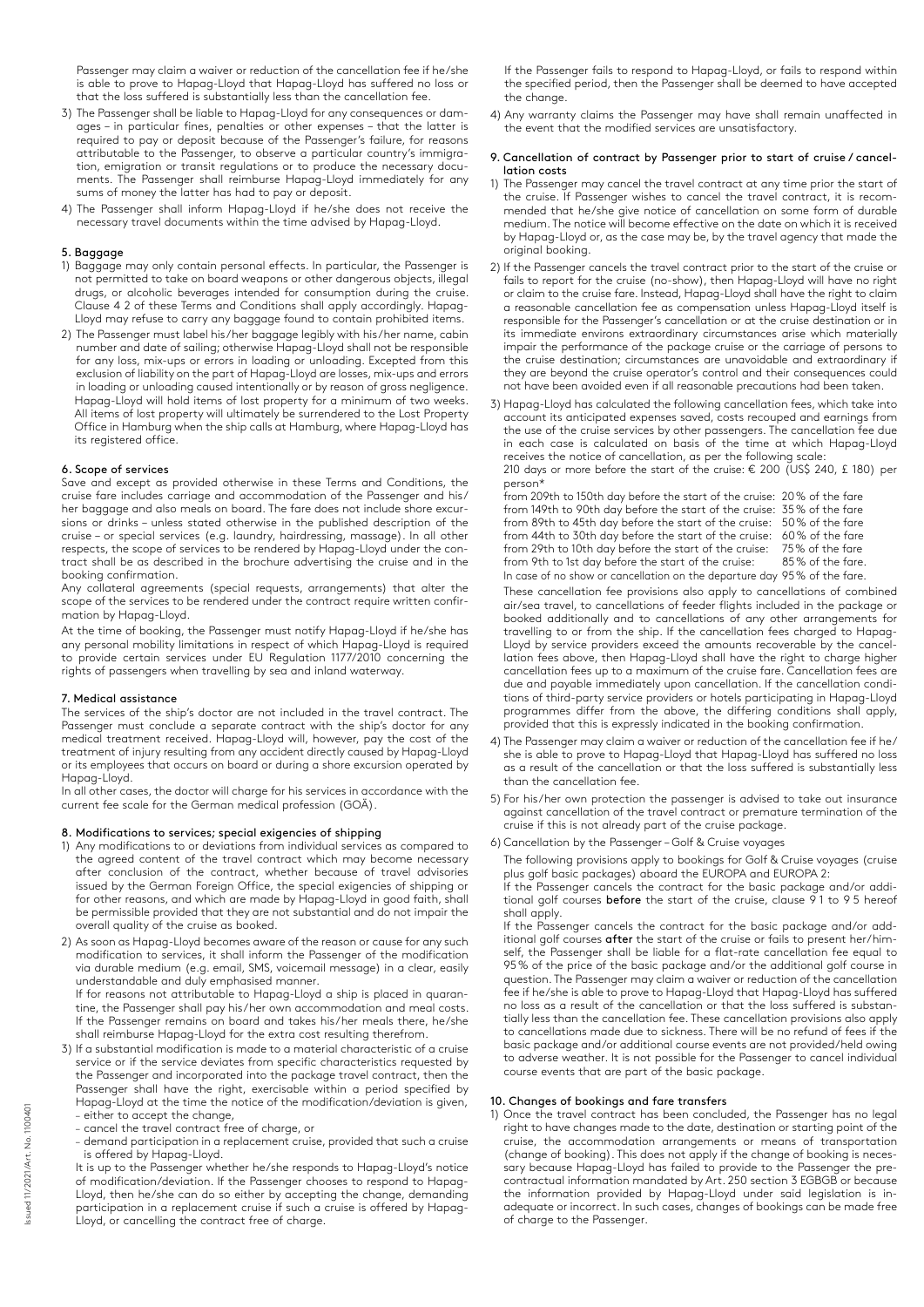Passenger may claim a waiver or reduction of the cancellation fee if he/she is able to prove to Hapag-Lloyd that Hapag-Lloyd has suffered no loss or that the loss suffered is substantially less than the cancellation fee.

3) The Passenger shall be liable to Hapag-Lloyd for any consequences or damages – in particular fines, penalties or other expenses – that the latter is required to pay or deposit because of the Passenger's failure, for reasons attributable to the Passenger, to observe a particular country's immigration, emigration or transit regulations or to produce the necessary documents. The Passenger shall reimburse Hapag-Lloyd immediately for any sums of money the latter has had to pay or deposit.
4) The Passenger shall inform Hapag-Lloyd if he/she does not receive the necessary travel documents within the time advised by Hapag-Lloyd.

#### 5. Baggage

1) Baggage may only contain personal effects. In particular, the Passenger is not permitted to take on board weapons or other dangerous objects, illegal drugs, or alcoholic beverages intended for consumption during the cruise. Clause 4 2 of these Terms and Conditions shall apply accordingly. Hapag-Lloyd may refuse to carry any baggage found to contain prohibited items.
2) The Passenger must label his/her baggage legibly with his/her name, cabin number and date of sailing; otherwise Hapag-Lloyd shall not be responsible for any loss, mix-ups or errors in loading or unloading. Excepted from this exclusion of liability on the part of Hapag-Lloyd are losses, mix-ups and errors in loading or unloading caused intentionally or by reason of gross negligence. Hapag-Lloyd will hold items of lost property for a minimum of two weeks. All items of lost property will ultimately be surrendered to the Lost Property Office in Hamburg when the ship calls at Hamburg, where Hapag-Lloyd has its registered office.

#### 6. Scope of services

Save and except as provided otherwise in these Terms and Conditions, the cruise fare includes carriage and accommodation of the Passenger and his/her baggage and also meals on board. The fare does not include shore excursions or drinks – unless stated otherwise in the published description of the cruise – or special services (e.g. laundry, hairdressing, massage). In all other respects, the scope of services to be rendered by Hapag-Lloyd under the contract shall be as described in the brochure advertising the cruise and in the booking confirmation.

Any collateral agreements (special requests, arrangements) that alter the scope of the services to be rendered under the contract require written confirmation by Hapag-Lloyd.

At the time of booking, the Passenger must notify Hapag-Lloyd if he/she has any personal mobility limitations in respect of which Hapag-Lloyd is required to provide certain services under EU Regulation 1177/2010 concerning the rights of passengers when travelling by sea and inland waterway.

#### 7. Medical assistance

The services of the ship's doctor are not included in the travel contract. The Passenger must conclude a separate contract with the ship's doctor for any medical treatment received. Hapag-Lloyd will, however, pay the cost of the treatment of injury resulting from any accident directly caused by Hapag-Lloyd or its employees that occurs on board or during a shore excursion operated by Hapag-Lloyd.

In all other cases, the doctor will charge for his services in accordance with the current fee scale for the German medical profession (GOÄ).

#### 8. Modifications to services; special exigencies of shipping

1) Any modifications to or deviations from individual services as compared to the agreed content of the travel contract which may become necessary after conclusion of the contract, whether because of travel advisories issued by the German Foreign Office, the special exigencies of shipping or for other reasons, and which are made by Hapag-Lloyd in good faith, shall be permissible provided that they are not substantial and do not impair the overall quality of the cruise as booked.
2) As soon as Hapag-Lloyd becomes aware of the reason or cause for any such modification to services, it shall inform the Passenger of the modification via durable medium (e.g. email, SMS, voicemail message) in a clear, easily understandable and duly emphasised manner.
If for reasons not attributable to Hapag-Lloyd a ship is placed in quarantine, the Passenger shall pay his/her own accommodation and meal costs. If the Passenger remains on board and takes his/her meals there, he/she shall reimburse Hapag-Lloyd for the extra cost resulting therefrom.
3) If a substantial modification is made to a material characteristic of a cruise service or if the service deviates from specific characteristics requested by the Passenger and incorporated into the package travel contract, then the Passenger shall have the right, exercisable within a period specified by Hapag-Lloyd at the time the notice of the modification/deviation is given,
   - either to accept the change,
   - cancel the travel contract free of charge, or
   - demand participation in a replacement cruise, provided that such a cruise is offered by Hapag-Lloyd.

   It is up to the Passenger whether he/she responds to Hapag-Lloyd's notice of modification/deviation. If the Passenger chooses to respond to Hapag-Lloyd, then he/she can do so either by accepting the change, demanding participation in a replacement cruise if such a cruise is offered by Hapag-Lloyd, or cancelling the contract free of charge.

   If the Passenger fails to respond to Hapag-Lloyd, or fails to respond within the specified period, then the Passenger shall be deemed to have accepted the change.
4) Any warranty claims the Passenger may have shall remain unaffected in the event that the modified services are unsatisfactory.

#### 9. Cancellation of contract by Passenger prior to start of cruise / cancellation costs

1) The Passenger may cancel the travel contract at any time prior the start of the cruise. If Passenger wishes to cancel the travel contract, it is recommended that he/she give notice of cancellation on some form of durable medium. The notice will become effective on the date on which it is received by Hapag-Lloyd or, as the case may be, by the travel agency that made the original booking.
2) If the Passenger cancels the travel contract prior to the start of the cruise or fails to report for the cruise (no-show), then Hapag-Lloyd will have no right or claim to the cruise fare. Instead, Hapag-Lloyd shall have the right to claim a reasonable cancellation fee as compensation unless Hapag-Lloyd itself is responsible for the Passenger's cancellation or at the cruise destination or in its immediate environs extraordinary circumstances arise which materially impair the performance of the package cruise or the carriage of persons to the cruise destination; circumstances are unavoidable and extraordinary if they are beyond the cruise operator's control and their consequences could not have been avoided even if all reasonable precautions had been taken.
3) Hapag-Lloyd has calculated the following cancellation fees, which take into account its anticipated expenses saved, costs recouped and earnings from the use of the cruise services by other passengers. The cancellation fee due in each case is calculated on basis of the time at which Hapag-Lloyd receives the notice of cancellation, as per the following scale:
   210 days or more before the start of the cruise: € 200 (US$ 240, £ 180) per person*

   | | |
   |---|---|
   | from 209th to 150th day before the start of the cruise: | 20% of the fare |
   | from 149th to 90th day before the start of the cruise: | 35% of the fare |
   | from 89th to 45th day before the start of the cruise: | 50% of the fare |
   | from 44th to 30th day before the start of the cruise: | 60% of the fare |
   | from 29th to 10th day before the start of the cruise: | 75% of the fare |
   | from 9th to 1st day before the start of the cruise: | 85% of the fare. |
   | In case of no show or cancellation on the departure day | 95% of the fare. |

   These cancellation fee provisions also apply to cancellations of combined air/sea travel, to cancellations of feeder flights included in the package or booked additionally and to cancellations of any other arrangements for travelling to or from the ship. If the cancellation fees charged to Hapag-Lloyd by service providers exceed the amounts recoverable by the cancellation fees above, then Hapag-Lloyd shall have the right to charge higher cancellation fees up to a maximum of the cruise fare. Cancellation fees are due and payable immediately upon cancellation. If the cancellation conditions of third-party service providers or hotels participating in Hapag-Lloyd programmes differ from the above, the differing conditions shall apply, provided that this is expressly indicated in the booking confirmation.
4) The Passenger may claim a waiver or reduction of the cancellation fee if he/she is able to prove to Hapag-Lloyd that Hapag-Lloyd has suffered no loss as a result of the cancellation or that the loss suffered is substantially less than the cancellation fee.
5) For his/her own protection the passenger is advised to take out insurance against cancellation of the travel contract or premature termination of the cruise if this is not already part of the cruise package.
6) Cancellation by the Passenger – Golf & Cruise voyages

   The following provisions apply to bookings for Golf & Cruise voyages (cruise plus golf basic packages) aboard the EUROPA and EUROPA 2:
   If the Passenger cancels the contract for the basic package and/or additional golf courses **before** the start of the cruise, clause 9 1 to 9 5 hereof shall apply.
   If the Passenger cancels the contract for the basic package and/or additional golf courses **after** the start of the cruise or fails to present her/himself, the Passenger shall be liable for a flat-rate cancellation fee equal to 95% of the price of the basic package and/or the additional golf course in question. The Passenger may claim a waiver or reduction of the cancellation fee if he/she is able to prove to Hapag-Lloyd that Hapag-Lloyd has suffered no loss as a result of the cancellation or that the loss suffered is substantially less than the cancellation fee. These cancellation provisions also apply to cancellations made due to sickness. There will be no refund of fees if the basic package and/or additional course events are not provided/held owing to adverse weather. It is not possible for the Passenger to cancel individual course events that are part of the basic package.

#### 10. Changes of bookings and fare transfers

1) Once the travel contract has been concluded, the Passenger has no legal right to have changes made to the date, destination or starting point of the cruise, the accommodation arrangements or means of transportation (change of booking). This does not apply if the change of booking is necessary because Hapag-Lloyd has failed to provide to the Passenger the pre-contractual information mandated by Art. 250 section 3 EGBGB or because the information provided by Hapag-Lloyd under said legislation is inadequate or incorrect. In such cases, changes of bookings can be made free of charge to the Passenger.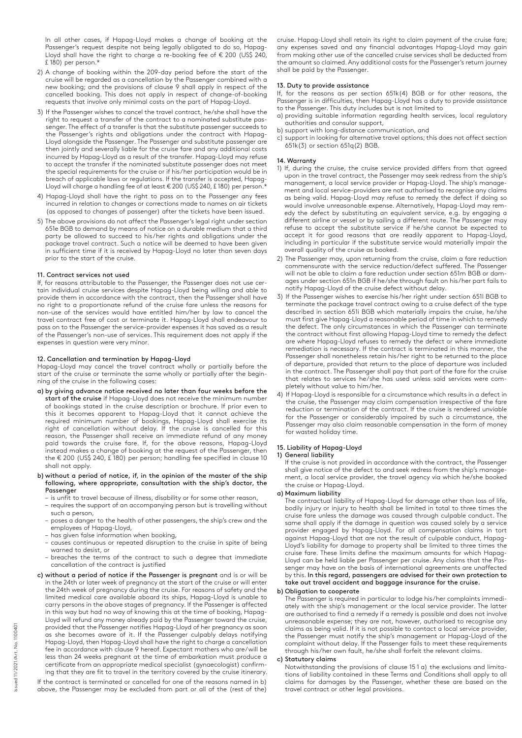In all other cases, if Hapag-Lloyd makes a change of booking at the Passenger's request despite not being legally obligated to do so, Hapag-Lloyd shall have the right to charge a re-booking fee of € 200 (US$ 240, £ 180) per person.*

2) A change of booking within the 209-day period before the start of the cruise will be regarded as a cancellation by the Passenger combined with a new booking; and the provisions of clause 9 shall apply in respect of the cancelled booking. This does not apply in respect of change-of-booking requests that involve only minimal costs on the part of Hapag-Lloyd.

3) If the Passenger wishes to cancel the travel contract, he/she shall have the right to request a transfer of the contract to a nominated substitute passenger. The effect of a transfer is that the substitute passenger succeeds to the Passenger's rights and obligations under the contract with Hapag-Lloyd alongside the Passenger. The Passenger and substitute passenger are then jointly and severally liable for the cruise fare and any additional costs incurred by Hapag-Lloyd as a result of the transfer. Hapag-Lloyd may refuse to accept the transfer if the nominated substitute passenger does not meet the special requirements for the cruise or if his/her participation would be in breach of applicable laws or regulations. If the transfer is accepted, Hapag-Lloyd will charge a handling fee of at least € 200 (US$ 240, £ 180) per person.*

4) Hapag-Lloyd shall have the right to pass on to the Passenger any fees incurred in relation to changes or corrections made to names on air tickets (as opposed to changes of passenger) after the tickets have been issued.

5) The above provisions do not affect the Passenger's legal right under section 651e BGB to demand by means of notice on a durable medium that a third party be allowed to succeed to his/her rights and obligations under the package travel contract. Such a notice will be deemed to have been given in sufficient time if it is received by Hapag-Lloyd no later than seven days prior to the start of the cruise.

#### 11. Contract services not used

If, for reasons attributable to the Passenger, the Passenger does not use certain individual cruise services despite Hapag-Lloyd being willing and able to provide them in accordance with the contract, then the Passenger shall have no right to a proportionate refund of the cruise fare unless the reasons for non-use of the services would have entitled him/her by law to cancel the travel contract free of cost or terminate it. Hapag-Lloyd shall endeavour to pass on to the Passenger the service-provider expenses it has saved as a result of the Passenger's non-use of services. This requirement does not apply if the expenses in question were very minor.

#### 12. Cancellation and termination by Hapag-Lloyd

Hapag-Lloyd may cancel the travel contract wholly or partially before the start of the cruise or terminate the same wholly or partially after the beginning of the cruise in the following cases:

a) **by giving advance notice received no later than four weeks before the start of the cruise** if Hapag-Lloyd does not receive the minimum number of bookings stated in the cruise description or brochure. If prior even to this it becomes apparent to Hapag-Lloyd that it cannot achieve the required minimum number of bookings, Hapag-Lloyd shall exercise its right of cancellation without delay. If the cruise is cancelled for this reason, the Passenger shall receive an immediate refund of any money paid towards the cruise fare. If, for the above reasons, Hapag-Lloyd instead makes a change of booking at the request of the Passenger, then the € 200 (US$ 240, £ 180) per person; handling fee specified in clause 10 shall not apply.

b) **without a period of notice, if, in the opinion of the master of the ship following, where appropriate, consultation with the ship's doctor, the Passenger**
   - is unfit to travel because of illness, disability or for some other reason,
   - requires the support of an accompanying person but is travelling without such a person,
   - poses a danger to the health of other passengers, the ship's crew and the employees of Hapag-Lloyd,
   - has given false information when booking,
   - causes continuous or repeated disruption to the cruise in spite of being warned to desist, or
   - breaches the terms of the contract to such a degree that immediate cancellation of the contract is justified

c) **without a period of notice if the Passenger is pregnant** and is or will be in the 24th or later week of pregnancy at the start of the cruise or will enter the 24th week of pregnancy during the cruise. For reasons of safety and the limited medical care available aboard its ships, Hapag-Lloyd is unable to carry persons in the above stages of pregnancy. If the Passenger is affected in this way but had no way of knowing this at the time of booking, Hapag-Lloyd will refund any money already paid by the Passenger toward the cruise, provided that the Passenger notifies Hapag-Lloyd of her pregnancy as soon as she becomes aware of it. If the Passenger culpably delays notifying Hapag-Lloyd, then Hapag-Lloyd shall have the right to charge a cancellation fee in accordance with clause 9 hereof. Expectant mothers who are/will be less than 24 weeks pregnant at the time of embarkation must produce a certificate from an appropriate medical specialist (gynaecologist) confirming that they are fit to travel in the territory covered by the cruise itinerary.

If the contract is terminated or cancelled for one of the reasons named in b) above, the Passenger may be excluded from part or all of the (rest of the) cruise. Hapag-Lloyd shall retain its right to claim payment of the cruise fare; any expenses saved and any financial advantages Hapag-Lloyd may gain from making other use of the cancelled cruise services shall be deducted from the amount so claimed. Any additional costs for the Passenger's return journey shall be paid by the Passenger.

#### 13. Duty to provide assistance

If, for the reasons as per section 651k(4) BGB or for other reasons, the Passenger is in difficulties, then Hapag-Lloyd has a duty to provide assistance to the Passenger. This duty includes but is not limited to

a) providing suitable information regarding health services, local regulatory authorities and consular support,
b) support with long-distance communication, and
c) support in looking for alternative travel options; this does not affect section 651k(3) or section 651q(2) BGB.

#### 14. Warranty

1) If, during the cruise, the cruise service provided differs from that agreed upon in the travel contract, the Passenger may seek redress from the ship's management, a local service provider or Hapag-Lloyd. The ship's management and local service-providers are not authorised to recognise any claims as being valid. Hapag-Lloyd may refuse to remedy the defect if doing so would involve unreasonable expense. Alternatively, Hapag-Lloyd may remedy the defect by substituting an equivalent service, e.g. by engaging a different airline or vessel or by sailing a different route. The Passenger may refuse to accept the substitute service if he/she cannot be expected to accept it for good reasons that are readily apparent to Hapag-Lloyd, including in particular if the substitute service would materially impair the overall quality of the cruise as booked.

2) The Passenger may, upon returning from the cruise, claim a fare reduction commensurate with the service reduction/defect suffered. The Passenger will not be able to claim a fare reduction under section 651m BGB or damages under section 651n BGB if he/she through fault on his/her part fails to notify Hapag-Lloyd of the cruise defect without delay.

3) If the Passenger wishes to exercise his/her right under section 651l BGB to terminate the package travel contract owing to a cruise defect of the type described in section 651i BGB which materially impairs the cruise, he/she must first give Hapag-Lloyd a reasonable period of time in which to remedy the defect. The only circumstances in which the Passenger can terminate the contract without first allowing Hapag-Lloyd time to remedy the defect are where Hapag-Lloyd refuses to remedy the defect or where immediate remediation is necessary. If the contract is terminated in this manner, the Passenger shall nonetheless retain his/her right to be returned to the place of departure, provided that return to the place of departure was included in the contract. The Passenger shall pay that part of the fare for the cruise that relates to services he/she has used unless said services were completely without value to him/her.

4) If Hapag-Lloyd is responsible for a circumstance which results in a defect in the cruise, the Passenger may claim compensation irrespective of the fare reduction or termination of the contract. If the cruise is rendered unviable for the Passenger or considerably impaired by such a circumstance, the Passenger may also claim reasonable compensation in the form of money for wasted holiday time.

#### 15. Liability of Hapag-Lloyd

**1) General liability**

If the cruise is not provided in accordance with the contract, the Passenger shall give notice of the defect to and seek redress from the ship's management, a local service provider, the travel agency via which he/she booked the cruise or Hapag-Lloyd.

**a) Maximum liability**

The contractual liability of Hapag-Lloyd for damage other than loss of life, bodily injury or injury to health shall be limited in total to three times the cruise fare unless the damage was caused through culpable conduct. The same shall apply if the damage in question was caused solely by a service provider engaged by Hapag-Lloyd. For all compensation claims in tort against Hapag-Lloyd that are not the result of culpable conduct, Hapag-Lloyd's liability for damage to property shall be limited to three times the cruise fare. These limits define the maximum amounts for which Hapag-Lloyd can be held liable per Passenger per cruise. Any claims that the Passenger may have on the basis of international agreements are unaffected by this. **In this regard, passengers are advised for their own protection to take out travel accident and baggage insurance for the cruise.**

**b) Obligation to cooperate**

The Passenger is required in particular to lodge his/her complaints immediately with the ship's management or the local service provider. The latter are authorised to find a remedy if a remedy is possible and does not involve unreasonable expense; they are not, however, authorised to recognise any claims as being valid. If it is not possible to contact a local service provider, the Passenger must notify the ship's management or Hapag-Lloyd of the complaint without delay. If the Passenger fails to meet these requirements through his/her own fault, he/she shall forfeit the relevant claims.

**c) Statutory claims**

Notwithstanding the provisions of clause 15 1 a) the exclusions and limitations of liability contained in these Terms and Conditions shall apply to all claims for damages by the Passenger, whether these are based on the travel contract or other legal provisions.

Issued 11/2021/Art. No. 1100401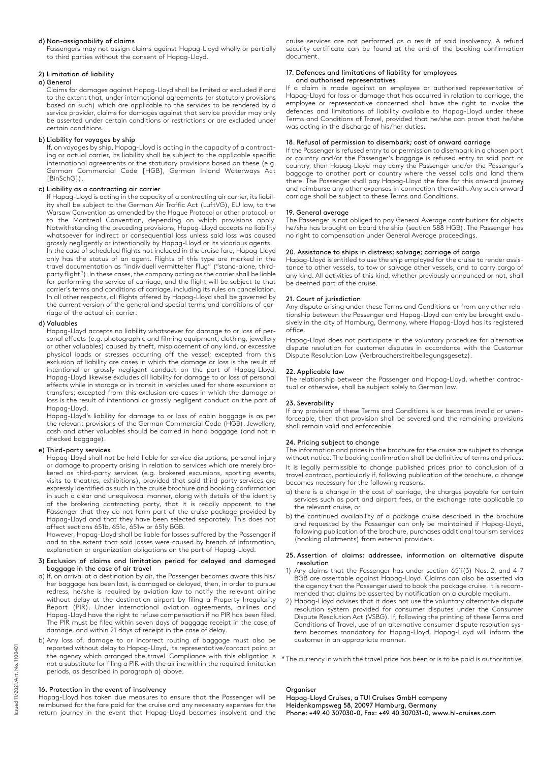#### d) Non-assignability of claims

Passengers may not assign claims against Hapag-Lloyd wholly or partially to third parties without the consent of Hapag-Lloyd.

### 2) Limitation of liability

#### a) General

Claims for damages against Hapag-Lloyd shall be limited or excluded if and to the extent that, under international agreements (or statutory provisions based on such) which are applicable to the services to be rendered by a service provider, claims for damages against that service provider may only be asserted under certain conditions or restrictions or are excluded under certain conditions.

#### b) Liability for voyages by ship

If, on voyages by ship, Hapag-Lloyd is acting in the capacity of a contracting or actual carrier, its liability shall be subject to the applicable specific international agreements or the statutory provisions based on these (e.g. German Commercial Code [HGB], German Inland Waterways Act [BinSchG]).

#### c) Liability as a contracting air carrier

If Hapag-Lloyd is acting in the capacity of a contracting air carrier, its liability shall be subject to the German Air Traffic Act (LuftVG), EU law, to the Warsaw Convention as amended by the Hague Protocol or other protocol, or to the Montreal Convention, depending on which provisions apply. Notwithstanding the preceding provisions, Hapag-Lloyd accepts no liability whatsoever for indirect or consequential loss unless said loss was caused grossly negligently or intentionally by Hapag-Lloyd or its vicarious agents.

In the case of scheduled flights not included in the cruise fare, Hapag-Lloyd only has the status of an agent. Flights of this type are marked in the travel documentation as "individuell vermittelter Flug" ("stand-alone, third-party flight"). In these cases, the company acting as the carrier shall be liable for performing the service of carriage, and the flight will be subject to that carrier's terms and conditions of carriage, including its rules on cancellation. In all other respects, all flights offered by Hapag-Lloyd shall be governed by the current version of the general and special terms and conditions of carriage of the actual air carrier.

#### d) Valuables

Hapag-Lloyd accepts no liability whatsoever for damage to or loss of personal effects (e.g. photographic and filming equipment, clothing, jewellery or other valuables) caused by theft, misplacement of any kind, or excessive physical loads or stresses occurring off the vessel; excepted from this exclusion of liability are cases in which the damage or loss is the result of intentional or grossly negligent conduct on the part of Hapag-Lloyd. Hapag-Lloyd likewise excludes all liability for damage to or loss of personal effects while in storage or in transit in vehicles used for shore excursions or transfers; excepted from this exclusion are cases in which the damage or loss is the result of intentional or grossly negligent conduct on the part of Hapag-Lloyd.

Hapag-Lloyd's liability for damage to or loss of cabin baggage is as per the relevant provisions of the German Commercial Code (HGB). Jewellery, cash and other valuables should be carried in hand baggage (and not in checked baggage).

#### e) Third-party services

Hapag-Lloyd shall not be held liable for service disruptions, personal injury or damage to property arising in relation to services which are merely brokered as third-party services (e.g. brokered excursions, sporting events, visits to theatres, exhibitions), provided that said third-party services are expressly identified as such in the cruise brochure and booking confirmation in such a clear and unequivocal manner, along with details of the identity of the brokering contracting party, that it is readily apparent to the Passenger that they do not form part of the cruise package provided by Hapag-Lloyd and that they have been selected separately. This does not affect sections 651b, 651c, 651w or 651y BGB.

However, Hapag-Lloyd shall be liable for losses suffered by the Passenger if and to the extent that said losses were caused by breach of information, explanation or organization obligations on the part of Hapag-Lloyd.

### 3) Exclusion of claims and limitation period for delayed and damaged baggage in the case of air travel

a) If, on arrival at a destination by air, the Passenger becomes aware this his/her baggage has been lost, is damaged or delayed, then, in order to pursue redress, he/she is required by aviation law to notify the relevant airline without delay at the destination airport by filing a Property Irregularity Report (PIR). Under international aviation agreements, airlines and Hapag-Lloyd have the right to refuse compensation if no PIR has been filed. The PIR must be filed within seven days of baggage receipt in the case of damage, and within 21 days of receipt in the case of delay.

b) Any loss of, damage to or incorrect routing of baggage must also be reported without delay to Hapag-Lloyd, its representative/contact point or the agency which arranged the travel. Compliance with this obligation is not a substitute for filing a PIR with the airline within the required limitation periods, as described in paragraph a) above.

## 16. Protection in the event of insolvency

Hapag-Lloyd has taken due measures to ensure that the Passenger will be reimbursed for the fare paid for the cruise and any necessary expenses for the return journey in the event that Hapag-Lloyd becomes insolvent and the cruise services are not performed as a result of said insolvency. A refund security certificate can be found at the end of the booking confirmation document.

## 17. Defences and limitations of liability for employees and authorised representatives

If a claim is made against an employee or authorised representative of Hapag-Lloyd for loss or damage that has occurred in relation to carriage, the employee or representative concerned shall have the right to invoke the defences and limitations of liability available to Hapag-Lloyd under these Terms and Conditions of Travel, provided that he/she can prove that he/she was acting in the discharge of his/her duties.

## 18. Refusal of permission to disembark; cost of onward carriage

If the Passenger is refused entry to or permission to disembark in a chosen port or country and/or the Passenger's baggage is refused entry to said port or country, then Hapag-Lloyd may carry the Passenger and/or the Passenger's baggage to another port or country where the vessel calls and land them there. The Passenger shall pay Hapag-Lloyd the fare for this onward journey and reimburse any other expenses in connection therewith. Any such onward carriage shall be subject to these Terms and Conditions.

## 19. General average

The Passenger is not obliged to pay General Average contributions for objects he/she has brought on board the ship (section 588 HGB). The Passenger has no right to compensation under General Average proceedings.

## 20. Assistance to ships in distress; salvage; carriage of cargo

Hapag-Lloyd is entitled to use the ship employed for the cruise to render assistance to other vessels, to tow or salvage other vessels, and to carry cargo of any kind. All activities of this kind, whether previously announced or not, shall be deemed part of the cruise.

## 21. Court of jurisdiction

Any dispute arising under these Terms and Conditions or from any other relationship between the Passenger and Hapag-Lloyd can only be brought exclusively in the city of Hamburg, Germany, where Hapag-Lloyd has its registered office.

Hapag-Lloyd does not participate in the voluntary procedure for alternative dispute resolution for customer disputes in accordance with the Customer Dispute Resolution Law (Verbraucherstreitbeilegungsgesetz).

## 22. Applicable law

The relationship between the Passenger and Hapag-Lloyd, whether contractual or otherwise, shall be subject solely to German law.

## 23. Severability

If any provision of these Terms and Conditions is or becomes invalid or unenforceable, then that provision shall be severed and the remaining provisions shall remain valid and enforceable.

## 24. Pricing subject to change

The information and prices in the brochure for the cruise are subject to change without notice. The booking confirmation shall be definitive of terms and prices.

It is legally permissible to change published prices prior to conclusion of a travel contract, particularly if, following publication of the brochure, a change becomes necessary for the following reasons:

a) there is a change in the cost of carriage, the charges payable for certain services such as port and airport fees, or the exchange rate applicable to the relevant cruise, or

b) the continued availability of a package cruise described in the brochure and requested by the Passenger can only be maintained if Hapag-Lloyd, following publication of the brochure, purchases additional tourism services (booking allotments) from external providers.

## 25. Assertion of claims: addressee, information on alternative dispute resolution

1) Any claims that the Passenger has under section 651i(3) Nos. 2, and 4-7 BGB are assertable against Hapag-Lloyd. Claims can also be asserted via the agency that the Passenger used to book the package cruise. It is recommended that claims be asserted by notification on a durable medium.

2) Hapag-Lloyd advises that it does not use the voluntary alternative dispute resolution system provided for consumer disputes under the Consumer Dispute Resolution Act (VSBG). If, following the printing of these Terms and Conditions of Travel, use of an alternative consumer dispute resolution system becomes mandatory for Hapag-Lloyd, Hapag-Lloyd will inform the customer in an appropriate manner.

\* The currency in which the travel price has been or is to be paid is authoritative.

Organiser
Hapag-Lloyd Cruises, a TUI Cruises GmbH company
Heidenkampsweg 58, 20097 Hamburg, Germany
Phone: +49 40 307030-0, Fax: +49 40 307031-0, www.hl-cruises.com

Issued 11/2021/Art. No. 1100401